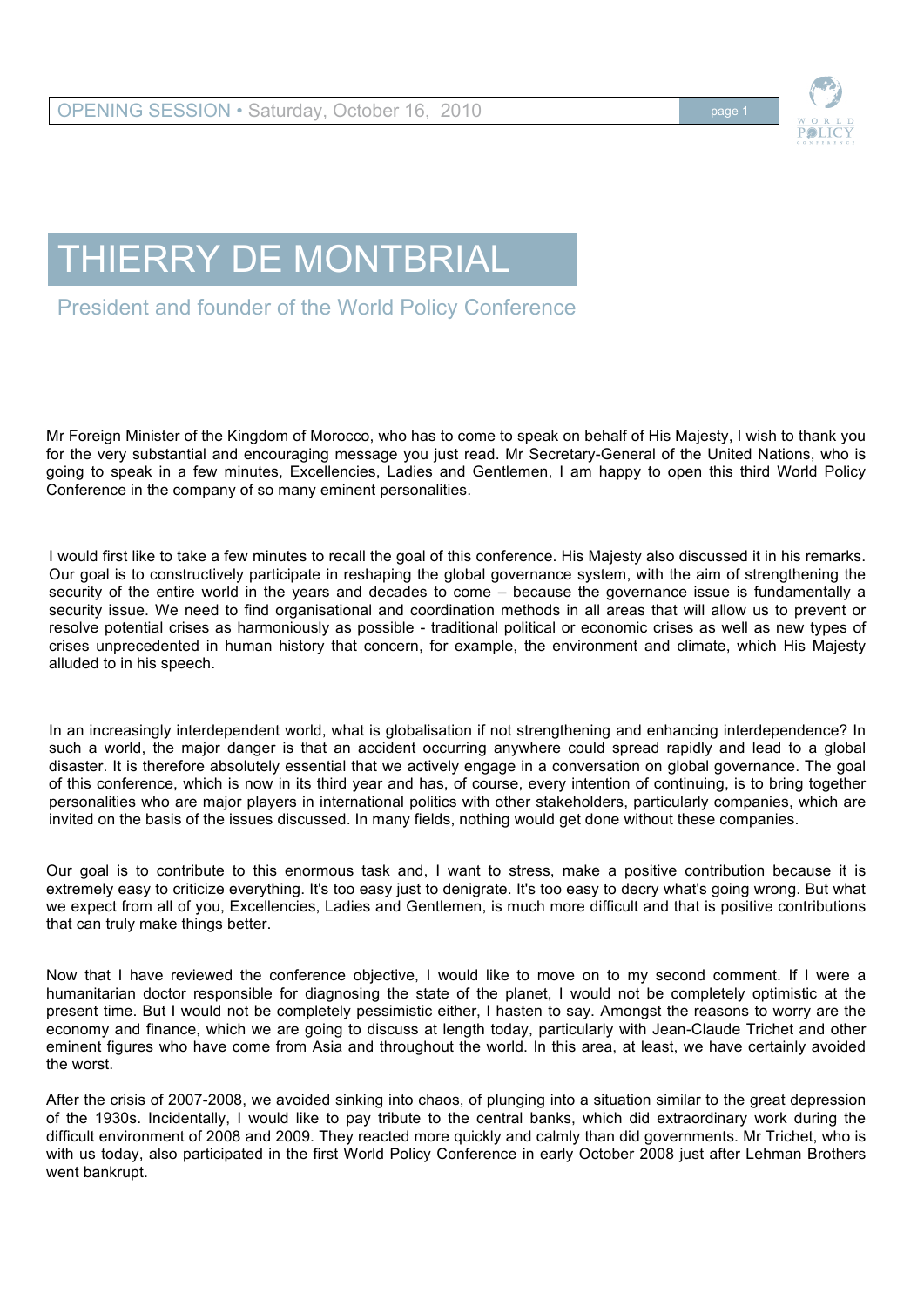# THIERRY DE MONTBRIAL

## President and founder of the World Policy Conference

Mr Foreign Minister of the Kingdom of Morocco, who has to come to speak on behalf of His Majesty, I wish to thank you for the very substantial and encouraging message you just read. Mr Secretary-General of the United Nations, who is going to speak in a few minutes, Excellencies, Ladies and Gentlemen, I am happy to open this third World Policy Conference in the company of so many eminent personalities.

I would first like to take a few minutes to recall the goal of this conference. His Majesty also discussed it in his remarks. Our goal is to constructively participate in reshaping the global governance system, with the aim of strengthening the security of the entire world in the years and decades to come – because the governance issue is fundamentally a security issue. We need to find organisational and coordination methods in all areas that will allow us to prevent or resolve potential crises as harmoniously as possible - traditional political or economic crises as well as new types of crises unprecedented in human history that concern, for example, the environment and climate, which His Majesty alluded to in his speech.

In an increasingly interdependent world, what is globalisation if not strengthening and enhancing interdependence? In such a world, the major danger is that an accident occurring anywhere could spread rapidly and lead to a global disaster. It is therefore absolutely essential that we actively engage in a conversation on global governance. The goal of this conference, which is now in its third year and has, of course, every intention of continuing, is to bring together personalities who are major players in international politics with other stakeholders, particularly companies, which are invited on the basis of the issues discussed. In many fields, nothing would get done without these companies.

Our goal is to contribute to this enormous task and, I want to stress, make a positive contribution because it is extremely easy to criticize everything. It's too easy just to denigrate. It's too easy to decry what's going wrong. But what we expect from all of you, Excellencies, Ladies and Gentlemen, is much more difficult and that is positive contributions that can truly make things better.

Now that I have reviewed the conference objective, I would like to move on to my second comment. If I were a humanitarian doctor responsible for diagnosing the state of the planet, I would not be completely optimistic at the present time. But I would not be completely pessimistic either, I hasten to say. Amongst the reasons to worry are the economy and finance, which we are going to discuss at length today, particularly with Jean-Claude Trichet and other eminent figures who have come from Asia and throughout the world. In this area, at least, we have certainly avoided the worst.

After the crisis of 2007-2008, we avoided sinking into chaos, of plunging into a situation similar to the great depression of the 1930s. Incidentally, I would like to pay tribute to the central banks, which did extraordinary work during the difficult environment of 2008 and 2009. They reacted more quickly and calmly than did governments. Mr Trichet, who is with us today, also participated in the first World Policy Conference in early October 2008 just after Lehman Brothers went bankrupt.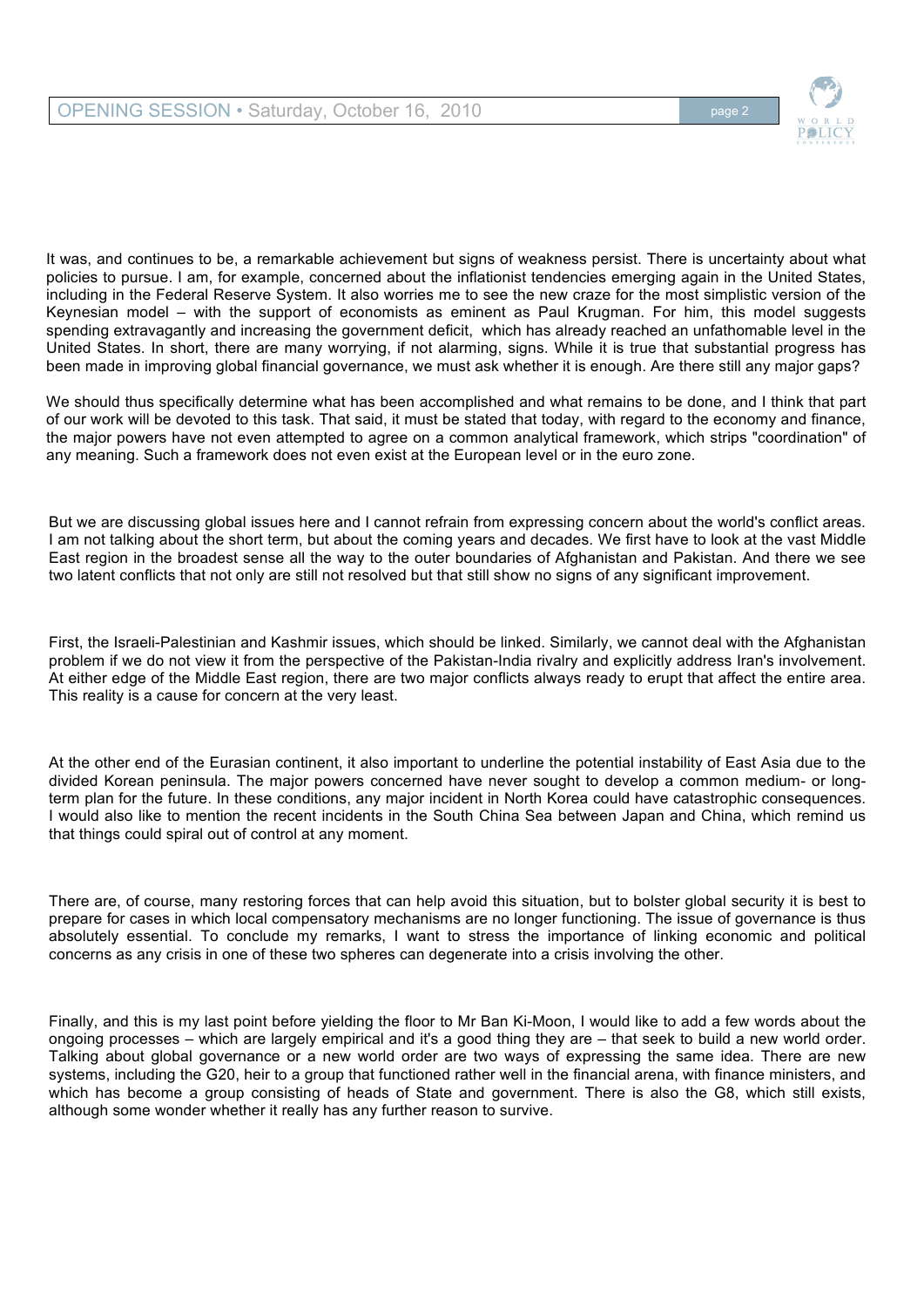It was, and continues to be, a remarkable achievement but signs of weakness persist. There is uncertainty about what policies to pursue. I am, for example, concerned about the inflationist tendencies emerging again in the United States, including in the Federal Reserve System. It also worries me to see the new craze for the most simplistic version of the Keynesian model – with the support of economists as eminent as Paul Krugman. For him, this model suggests spending extravagantly and increasing the government deficit, which has already reached an unfathomable level in the United States. In short, there are many worrying, if not alarming, signs. While it is true that substantial progress has been made in improving global financial governance, we must ask whether it is enough. Are there still any major gaps?

We should thus specifically determine what has been accomplished and what remains to be done, and I think that part of our work will be devoted to this task. That said, it must be stated that today, with regard to the economy and finance, the major powers have not even attempted to agree on a common analytical framework, which strips "coordination" of any meaning. Such a framework does not even exist at the European level or in the euro zone.

But we are discussing global issues here and I cannot refrain from expressing concern about the world's conflict areas. I am not talking about the short term, but about the coming years and decades. We first have to look at the vast Middle East region in the broadest sense all the way to the outer boundaries of Afghanistan and Pakistan. And there we see two latent conflicts that not only are still not resolved but that still show no signs of any significant improvement.

First, the Israeli-Palestinian and Kashmir issues, which should be linked. Similarly, we cannot deal with the Afghanistan problem if we do not view it from the perspective of the Pakistan-India rivalry and explicitly address Iran's involvement. At either edge of the Middle East region, there are two major conflicts always ready to erupt that affect the entire area. This reality is a cause for concern at the very least.

At the other end of the Eurasian continent, it also important to underline the potential instability of East Asia due to the divided Korean peninsula. The major powers concerned have never sought to develop a common medium- or long-term plan for the future. In these conditions, any major incident in North Korea could have catastrophic consequences. I would also like to mention the recent incidents in the South China Sea between Japan and China, which remind us that things could spiral out of control at any moment.

There are, of course, many restoring forces that can help avoid this situation, but to bolster global security it is best to prepare for cases in which local compensatory mechanisms are no longer functioning. The issue of governance is thus absolutely essential. To conclude my remarks, I want to stress the importance of linking economic and political concerns as any crisis in one of these two spheres can degenerate into a crisis involving the other.

Finally, and this is my last point before yielding the floor to Mr Ban Ki-Moon, I would like to add a few words about the ongoing processes – which are largely empirical and it's a good thing they are – that seek to build a new world order. Talking about global governance or a new world order are two ways of expressing the same idea. There are new systems, including the G20, heir to a group that functioned rather well in the financial arena, with finance ministers, and which has become a group consisting of heads of State and government. There is also the G8, which still exists, although some wonder whether it really has any further reason to survive.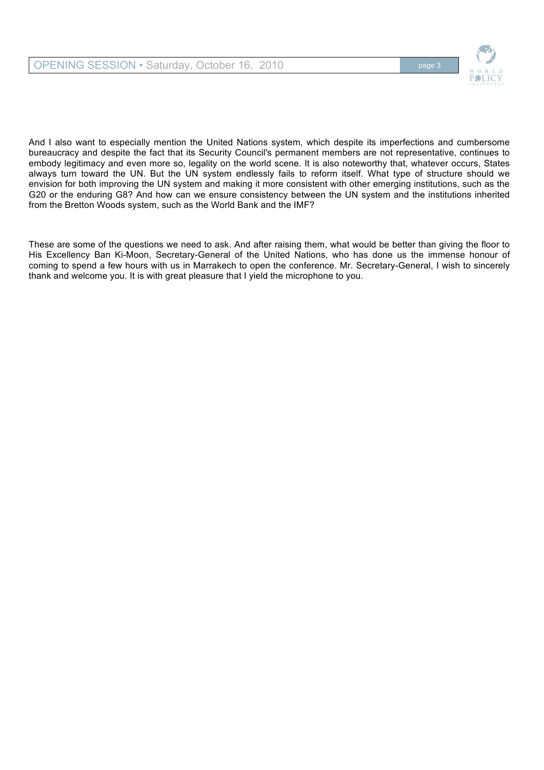And I also want to especially mention the United Nations system, which despite its imperfections and cumbersome bureaucracy and despite the fact that its Security Council's permanent members are not representative, continues to embody legitimacy and even more so, legality on the world scene. It is also noteworthy that, whatever occurs, States always turn toward the UN. But the UN system endlessly fails to reform itself. What type of structure should we envision for both improving the UN system and making it more consistent with other emerging institutions, such as the G20 or the enduring G8? And how can we ensure consistency between the UN system and the institutions inherited from the Bretton Woods system, such as the World Bank and the IMF?

These are some of the questions we need to ask. And after raising them, what would be better than giving the floor to His Excellency Ban Ki-Moon, Secretary-General of the United Nations, who has done us the immense honour of coming to spend a few hours with us in Marrakech to open the conference. Mr. Secretary-General, I wish to sincerely thank and welcome you. It is with great pleasure that I yield the microphone to you.